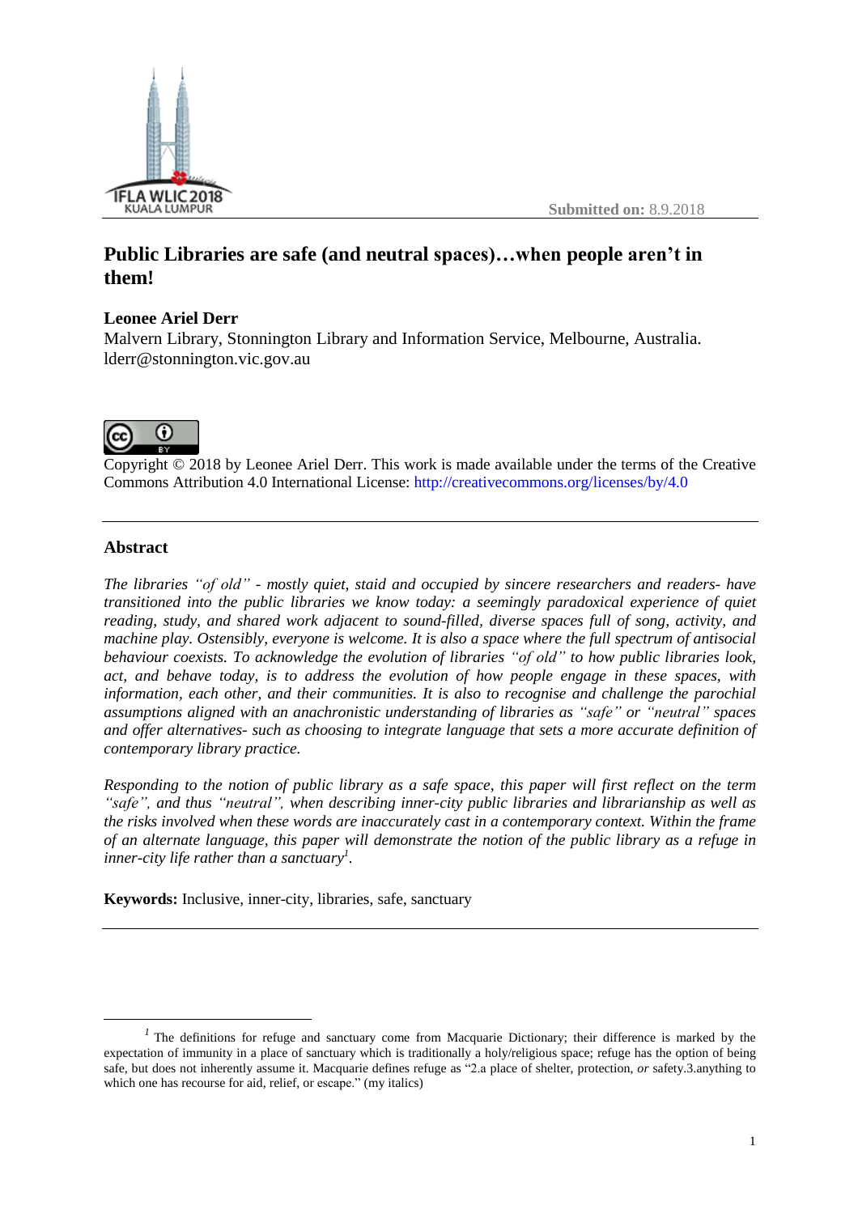Submitted on: 8.9.2018

# Public Libraries are safe (and neutral spaces)…when people aren't in them!

**Leonee Ariel Derr**
Malvern Library, Stonnington Library and Information Service, Melbourne, Australia.
lderr@stonnington.vic.gov.au

Copyright © 2018 by Leonee Ariel Derr. This work is made available under the terms of the Creative Commons Attribution 4.0 International License: http://creativecommons.org/licenses/by/4.0

---

## Abstract

*The libraries "of old" - mostly quiet, staid and occupied by sincere researchers and readers- have transitioned into the public libraries we know today: a seemingly paradoxical experience of quiet reading, study, and shared work adjacent to sound-filled, diverse spaces full of song, activity, and machine play. Ostensibly, everyone is welcome. It is also a space where the full spectrum of antisocial behaviour coexists. To acknowledge the evolution of libraries "of old" to how public libraries look, act, and behave today, is to address the evolution of how people engage in these spaces, with information, each other, and their communities. It is also to recognise and challenge the parochial assumptions aligned with an anachronistic understanding of libraries as "safe" or "neutral" spaces and offer alternatives- such as choosing to integrate language that sets a more accurate definition of contemporary library practice.*

*Responding to the notion of public library as a safe space, this paper will first reflect on the term "safe", and thus "neutral", when describing inner-city public libraries and librarianship as well as the risks involved when these words are inaccurately cast in a contemporary context. Within the frame of an alternate language, this paper will demonstrate the notion of the public library as a refuge in inner-city life rather than a sanctuary*[1].

**Keywords:** Inclusive, inner-city, libraries, safe, sanctuary

---

[1] The definitions for refuge and sanctuary come from Macquarie Dictionary; their difference is marked by the expectation of immunity in a place of sanctuary which is traditionally a holy/religious space; refuge has the option of being safe, but does not inherently assume it. Macquarie defines refuge as "2.a place of shelter, protection, *or* safety.3.anything to which one has recourse for aid, relief, or escape." (my italics)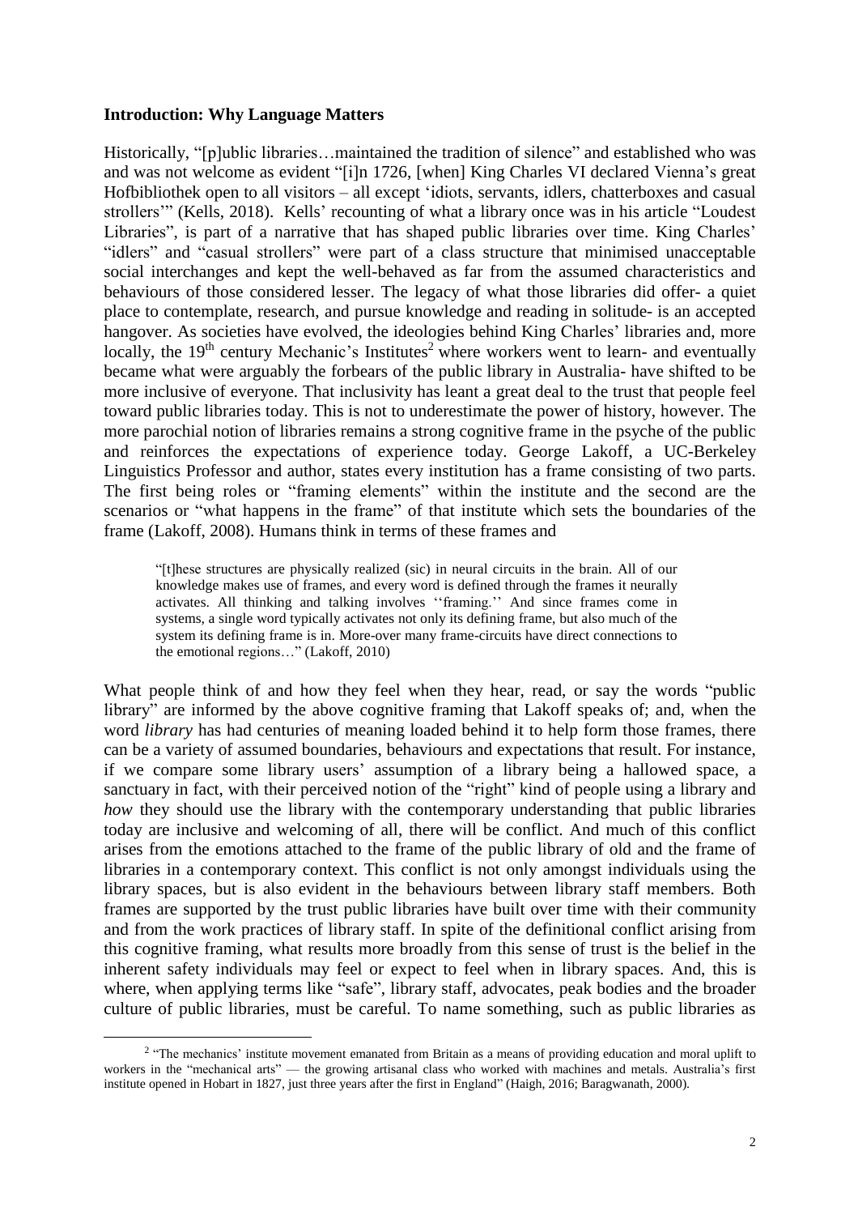**Introduction: Why Language Matters**

Historically, "[p]ublic libraries…maintained the tradition of silence" and established who was and was not welcome as evident "[i]n 1726, [when] King Charles VI declared Vienna's great Hofbibliothek open to all visitors – all except 'idiots, servants, idlers, chatterboxes and casual strollers'" (Kells, 2018). Kells' recounting of what a library once was in his article "Loudest Libraries", is part of a narrative that has shaped public libraries over time. King Charles' "idlers" and "casual strollers" were part of a class structure that minimised unacceptable social interchanges and kept the well-behaved as far from the assumed characteristics and behaviours of those considered lesser. The legacy of what those libraries did offer- a quiet place to contemplate, research, and pursue knowledge and reading in solitude- is an accepted hangover. As societies have evolved, the ideologies behind King Charles' libraries and, more locally, the 19th century Mechanic's Institutes[2] where workers went to learn- and eventually became what were arguably the forbears of the public library in Australia- have shifted to be more inclusive of everyone. That inclusivity has leant a great deal to the trust that people feel toward public libraries today. This is not to underestimate the power of history, however. The more parochial notion of libraries remains a strong cognitive frame in the psyche of the public and reinforces the expectations of experience today. George Lakoff, a UC-Berkeley Linguistics Professor and author, states every institution has a frame consisting of two parts. The first being roles or "framing elements" within the institute and the second are the scenarios or "what happens in the frame" of that institute which sets the boundaries of the frame (Lakoff, 2008). Humans think in terms of these frames and

> "[t]hese structures are physically realized (sic) in neural circuits in the brain. All of our knowledge makes use of frames, and every word is defined through the frames it neurally activates. All thinking and talking involves ''framing.'' And since frames come in systems, a single word typically activates not only its defining frame, but also much of the system its defining frame is in. More-over many frame-circuits have direct connections to the emotional regions…" (Lakoff, 2010)

What people think of and how they feel when they hear, read, or say the words "public library" are informed by the above cognitive framing that Lakoff speaks of; and, when the word *library* has had centuries of meaning loaded behind it to help form those frames, there can be a variety of assumed boundaries, behaviours and expectations that result. For instance, if we compare some library users' assumption of a library being a hallowed space, a sanctuary in fact, with their perceived notion of the "right" kind of people using a library and *how* they should use the library with the contemporary understanding that public libraries today are inclusive and welcoming of all, there will be conflict. And much of this conflict arises from the emotions attached to the frame of the public library of old and the frame of libraries in a contemporary context. This conflict is not only amongst individuals using the library spaces, but is also evident in the behaviours between library staff members. Both frames are supported by the trust public libraries have built over time with their community and from the work practices of library staff. In spite of the definitional conflict arising from this cognitive framing, what results more broadly from this sense of trust is the belief in the inherent safety individuals may feel or expect to feel when in library spaces. And, this is where, when applying terms like "safe", library staff, advocates, peak bodies and the broader culture of public libraries, must be careful. To name something, such as public libraries as

[2] "The mechanics' institute movement emanated from Britain as a means of providing education and moral uplift to workers in the "mechanical arts" — the growing artisanal class who worked with machines and metals. Australia's first institute opened in Hobart in 1827, just three years after the first in England" (Haigh, 2016; Baragwanath, 2000).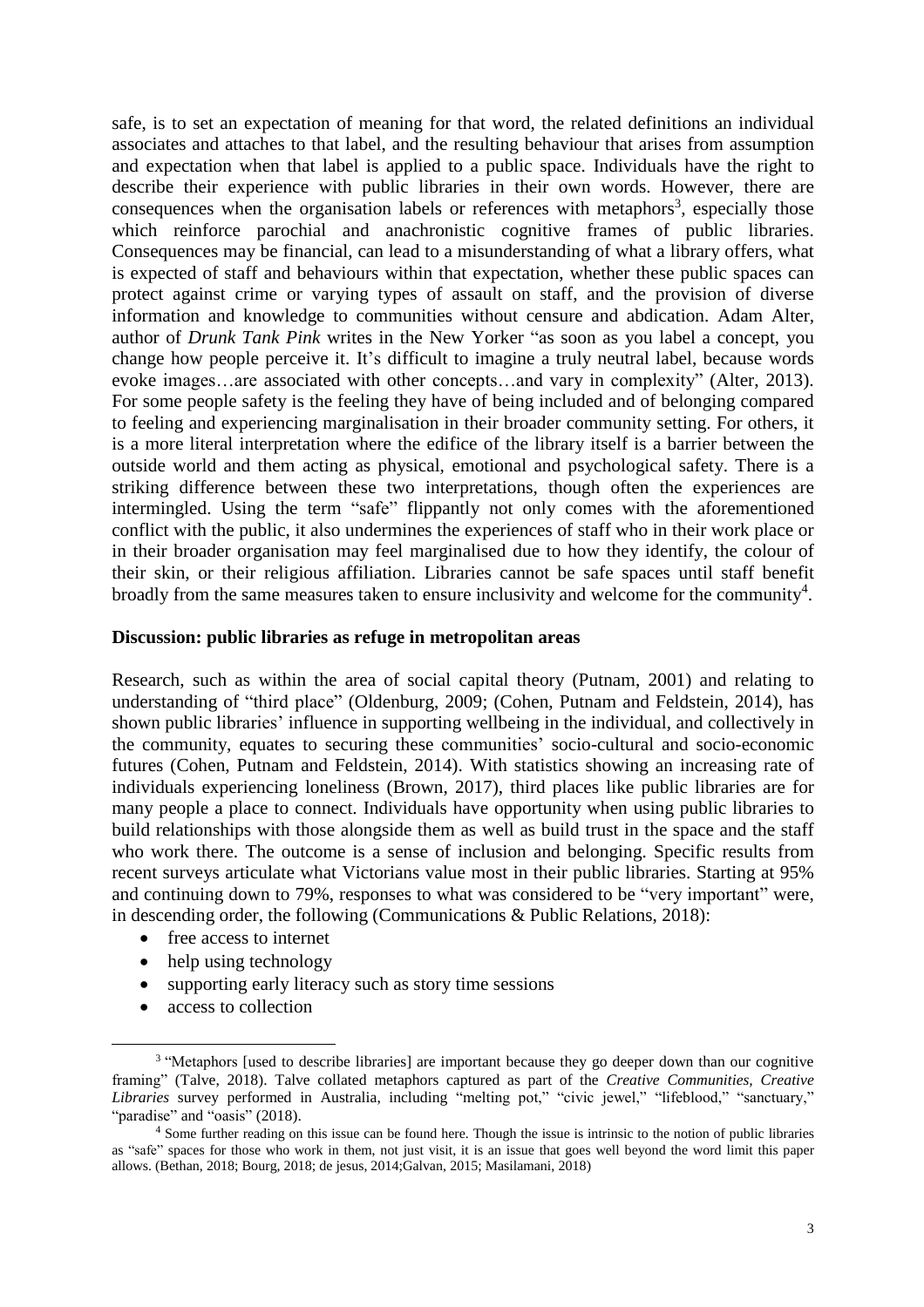safe, is to set an expectation of meaning for that word, the related definitions an individual associates and attaches to that label, and the resulting behaviour that arises from assumption and expectation when that label is applied to a public space. Individuals have the right to describe their experience with public libraries in their own words. However, there are consequences when the organisation labels or references with metaphors[3], especially those which reinforce parochial and anachronistic cognitive frames of public libraries. Consequences may be financial, can lead to a misunderstanding of what a library offers, what is expected of staff and behaviours within that expectation, whether these public spaces can protect against crime or varying types of assault on staff, and the provision of diverse information and knowledge to communities without censure and abdication. Adam Alter, author of *Drunk Tank Pink* writes in the New Yorker "as soon as you label a concept, you change how people perceive it. It's difficult to imagine a truly neutral label, because words evoke images…are associated with other concepts…and vary in complexity" (Alter, 2013). For some people safety is the feeling they have of being included and of belonging compared to feeling and experiencing marginalisation in their broader community setting. For others, it is a more literal interpretation where the edifice of the library itself is a barrier between the outside world and them acting as physical, emotional and psychological safety. There is a striking difference between these two interpretations, though often the experiences are intermingled. Using the term "safe" flippantly not only comes with the aforementioned conflict with the public, it also undermines the experiences of staff who in their work place or in their broader organisation may feel marginalised due to how they identify, the colour of their skin, or their religious affiliation. Libraries cannot be safe spaces until staff benefit broadly from the same measures taken to ensure inclusivity and welcome for the community[4].

**Discussion: public libraries as refuge in metropolitan areas**

Research, such as within the area of social capital theory (Putnam, 2001) and relating to understanding of "third place" (Oldenburg, 2009; (Cohen, Putnam and Feldstein, 2014), has shown public libraries' influence in supporting wellbeing in the individual, and collectively in the community, equates to securing these communities' socio-cultural and socio-economic futures (Cohen, Putnam and Feldstein, 2014). With statistics showing an increasing rate of individuals experiencing loneliness (Brown, 2017), third places like public libraries are for many people a place to connect. Individuals have opportunity when using public libraries to build relationships with those alongside them as well as build trust in the space and the staff who work there. The outcome is a sense of inclusion and belonging. Specific results from recent surveys articulate what Victorians value most in their public libraries. Starting at 95% and continuing down to 79%, responses to what was considered to be "very important" were, in descending order, the following (Communications & Public Relations, 2018):

- free access to internet
- help using technology
- supporting early literacy such as story time sessions
- access to collection

[3] "Metaphors [used to describe libraries] are important because they go deeper down than our cognitive framing" (Talve, 2018). Talve collated metaphors captured as part of the *Creative Communities, Creative Libraries* survey performed in Australia, including "melting pot," "civic jewel," "lifeblood," "sanctuary," "paradise" and "oasis" (2018).

[4] Some further reading on this issue can be found here. Though the issue is intrinsic to the notion of public libraries as "safe" spaces for those who work in them, not just visit, it is an issue that goes well beyond the word limit this paper allows. (Bethan, 2018; Bourg, 2018; de jesus, 2014;Galvan, 2015; Masilamani, 2018)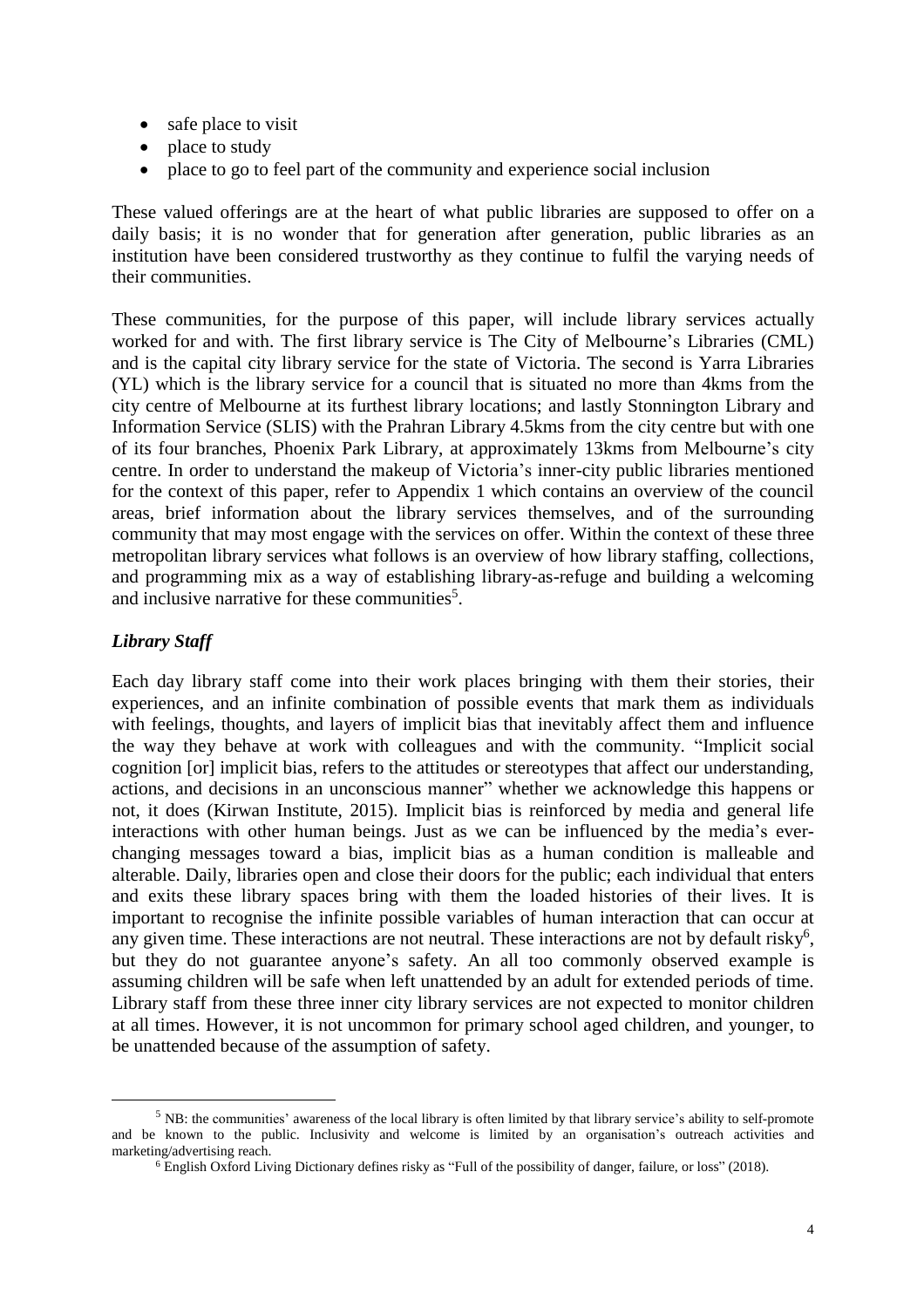- safe place to visit
- place to study
- place to go to feel part of the community and experience social inclusion

These valued offerings are at the heart of what public libraries are supposed to offer on a daily basis; it is no wonder that for generation after generation, public libraries as an institution have been considered trustworthy as they continue to fulfil the varying needs of their communities.

These communities, for the purpose of this paper, will include library services actually worked for and with. The first library service is The City of Melbourne's Libraries (CML) and is the capital city library service for the state of Victoria. The second is Yarra Libraries (YL) which is the library service for a council that is situated no more than 4kms from the city centre of Melbourne at its furthest library locations; and lastly Stonnington Library and Information Service (SLIS) with the Prahran Library 4.5kms from the city centre but with one of its four branches, Phoenix Park Library, at approximately 13kms from Melbourne's city centre. In order to understand the makeup of Victoria's inner-city public libraries mentioned for the context of this paper, refer to Appendix 1 which contains an overview of the council areas, brief information about the library services themselves, and of the surrounding community that may most engage with the services on offer. Within the context of these three metropolitan library services what follows is an overview of how library staffing, collections, and programming mix as a way of establishing library-as-refuge and building a welcoming and inclusive narrative for these communities[5].

### *Library Staff*

Each day library staff come into their work places bringing with them their stories, their experiences, and an infinite combination of possible events that mark them as individuals with feelings, thoughts, and layers of implicit bias that inevitably affect them and influence the way they behave at work with colleagues and with the community. "Implicit social cognition [or] implicit bias, refers to the attitudes or stereotypes that affect our understanding, actions, and decisions in an unconscious manner" whether we acknowledge this happens or not, it does (Kirwan Institute, 2015). Implicit bias is reinforced by media and general life interactions with other human beings. Just as we can be influenced by the media's ever-changing messages toward a bias, implicit bias as a human condition is malleable and alterable. Daily, libraries open and close their doors for the public; each individual that enters and exits these library spaces bring with them the loaded histories of their lives. It is important to recognise the infinite possible variables of human interaction that can occur at any given time. These interactions are not neutral. These interactions are not by default risky[6], but they do not guarantee anyone's safety. An all too commonly observed example is assuming children will be safe when left unattended by an adult for extended periods of time. Library staff from these three inner city library services are not expected to monitor children at all times. However, it is not uncommon for primary school aged children, and younger, to be unattended because of the assumption of safety.

---

[5] NB: the communities' awareness of the local library is often limited by that library service's ability to self-promote and be known to the public. Inclusivity and welcome is limited by an organisation's outreach activities and marketing/advertising reach.

[6] English Oxford Living Dictionary defines risky as "Full of the possibility of danger, failure, or loss" (2018).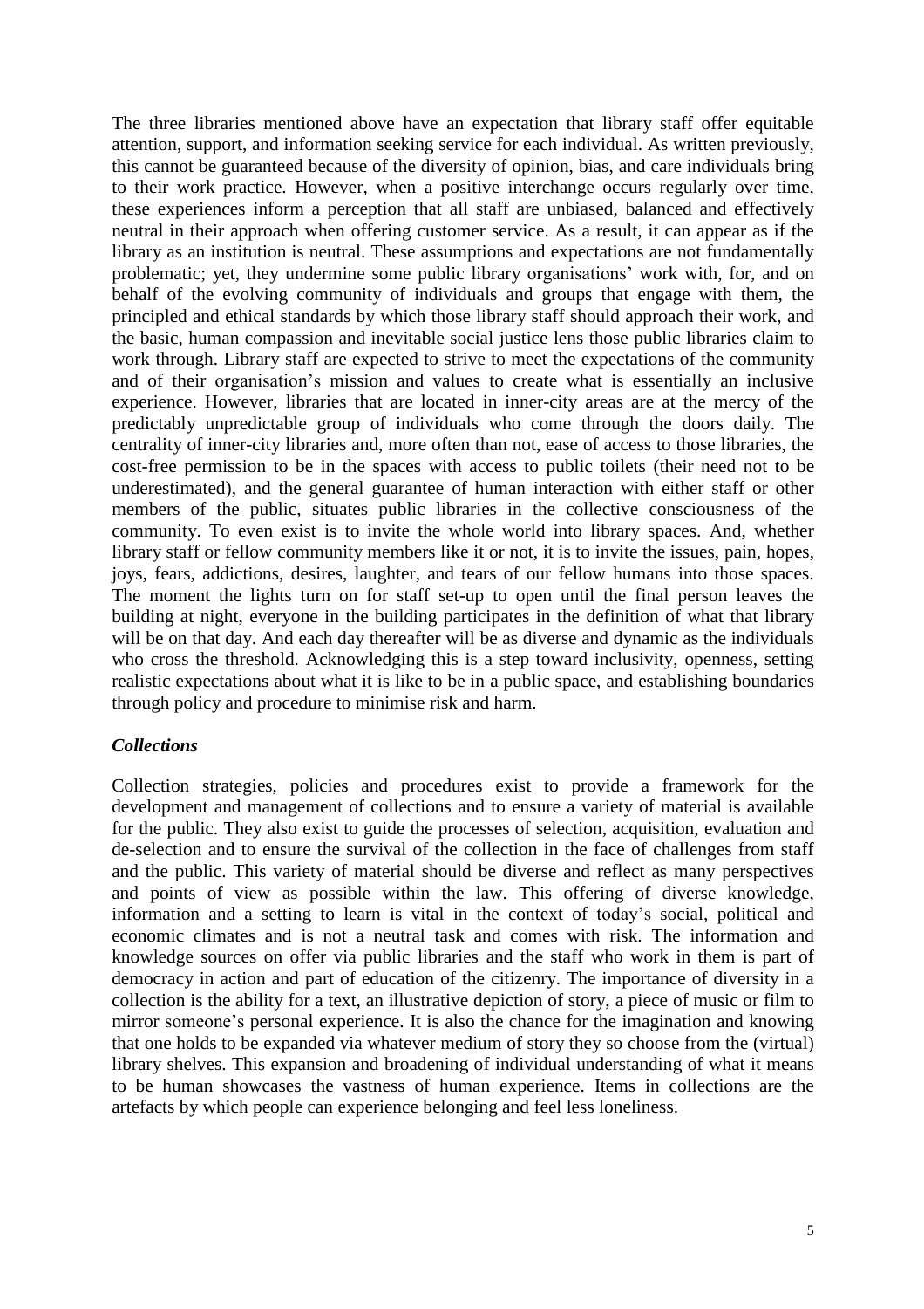The three libraries mentioned above have an expectation that library staff offer equitable attention, support, and information seeking service for each individual. As written previously, this cannot be guaranteed because of the diversity of opinion, bias, and care individuals bring to their work practice. However, when a positive interchange occurs regularly over time, these experiences inform a perception that all staff are unbiased, balanced and effectively neutral in their approach when offering customer service. As a result, it can appear as if the library as an institution is neutral. These assumptions and expectations are not fundamentally problematic; yet, they undermine some public library organisations' work with, for, and on behalf of the evolving community of individuals and groups that engage with them, the principled and ethical standards by which those library staff should approach their work, and the basic, human compassion and inevitable social justice lens those public libraries claim to work through. Library staff are expected to strive to meet the expectations of the community and of their organisation's mission and values to create what is essentially an inclusive experience. However, libraries that are located in inner-city areas are at the mercy of the predictably unpredictable group of individuals who come through the doors daily. The centrality of inner-city libraries and, more often than not, ease of access to those libraries, the cost-free permission to be in the spaces with access to public toilets (their need not to be underestimated), and the general guarantee of human interaction with either staff or other members of the public, situates public libraries in the collective consciousness of the community. To even exist is to invite the whole world into library spaces. And, whether library staff or fellow community members like it or not, it is to invite the issues, pain, hopes, joys, fears, addictions, desires, laughter, and tears of our fellow humans into those spaces. The moment the lights turn on for staff set-up to open until the final person leaves the building at night, everyone in the building participates in the definition of what that library will be on that day. And each day thereafter will be as diverse and dynamic as the individuals who cross the threshold. Acknowledging this is a step toward inclusivity, openness, setting realistic expectations about what it is like to be in a public space, and establishing boundaries through policy and procedure to minimise risk and harm.

### *Collections*

Collection strategies, policies and procedures exist to provide a framework for the development and management of collections and to ensure a variety of material is available for the public. They also exist to guide the processes of selection, acquisition, evaluation and de-selection and to ensure the survival of the collection in the face of challenges from staff and the public. This variety of material should be diverse and reflect as many perspectives and points of view as possible within the law. This offering of diverse knowledge, information and a setting to learn is vital in the context of today's social, political and economic climates and is not a neutral task and comes with risk. The information and knowledge sources on offer via public libraries and the staff who work in them is part of democracy in action and part of education of the citizenry. The importance of diversity in a collection is the ability for a text, an illustrative depiction of story, a piece of music or film to mirror someone's personal experience. It is also the chance for the imagination and knowing that one holds to be expanded via whatever medium of story they so choose from the (virtual) library shelves. This expansion and broadening of individual understanding of what it means to be human showcases the vastness of human experience. Items in collections are the artefacts by which people can experience belonging and feel less loneliness.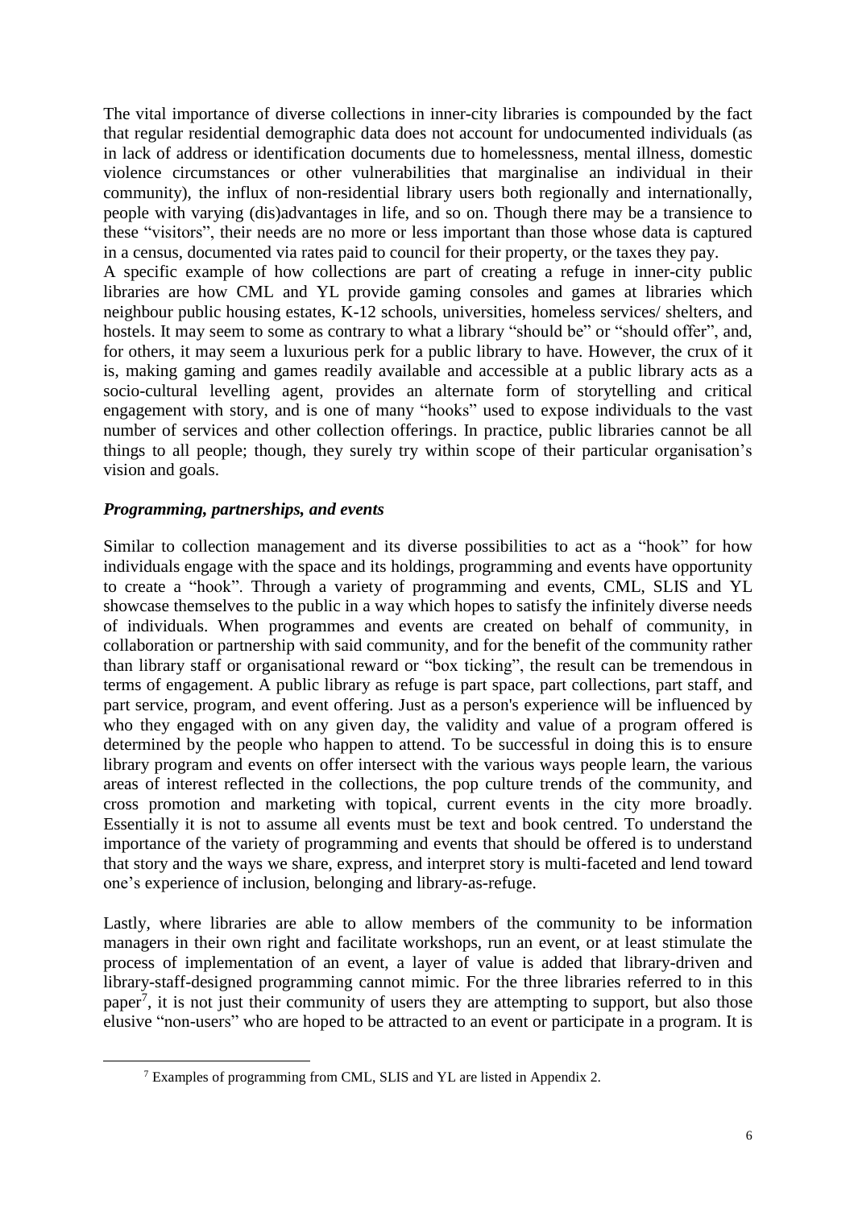The vital importance of diverse collections in inner-city libraries is compounded by the fact that regular residential demographic data does not account for undocumented individuals (as in lack of address or identification documents due to homelessness, mental illness, domestic violence circumstances or other vulnerabilities that marginalise an individual in their community), the influx of non-residential library users both regionally and internationally, people with varying (dis)advantages in life, and so on. Though there may be a transience to these "visitors", their needs are no more or less important than those whose data is captured in a census, documented via rates paid to council for their property, or the taxes they pay.
A specific example of how collections are part of creating a refuge in inner-city public libraries are how CML and YL provide gaming consoles and games at libraries which neighbour public housing estates, K-12 schools, universities, homeless services/ shelters, and hostels. It may seem to some as contrary to what a library "should be" or "should offer", and, for others, it may seem a luxurious perk for a public library to have. However, the crux of it is, making gaming and games readily available and accessible at a public library acts as a socio-cultural levelling agent, provides an alternate form of storytelling and critical engagement with story, and is one of many "hooks" used to expose individuals to the vast number of services and other collection offerings. In practice, public libraries cannot be all things to all people; though, they surely try within scope of their particular organisation's vision and goals.

### *Programming, partnerships, and events*

Similar to collection management and its diverse possibilities to act as a "hook" for how individuals engage with the space and its holdings, programming and events have opportunity to create a "hook". Through a variety of programming and events, CML, SLIS and YL showcase themselves to the public in a way which hopes to satisfy the infinitely diverse needs of individuals. When programmes and events are created on behalf of community, in collaboration or partnership with said community, and for the benefit of the community rather than library staff or organisational reward or "box ticking", the result can be tremendous in terms of engagement. A public library as refuge is part space, part collections, part staff, and part service, program, and event offering. Just as a person's experience will be influenced by who they engaged with on any given day, the validity and value of a program offered is determined by the people who happen to attend. To be successful in doing this is to ensure library program and events on offer intersect with the various ways people learn, the various areas of interest reflected in the collections, the pop culture trends of the community, and cross promotion and marketing with topical, current events in the city more broadly. Essentially it is not to assume all events must be text and book centred. To understand the importance of the variety of programming and events that should be offered is to understand that story and the ways we share, express, and interpret story is multi-faceted and lend toward one's experience of inclusion, belonging and library-as-refuge.

Lastly, where libraries are able to allow members of the community to be information managers in their own right and facilitate workshops, run an event, or at least stimulate the process of implementation of an event, a layer of value is added that library-driven and library-staff-designed programming cannot mimic. For the three libraries referred to in this paper[7], it is not just their community of users they are attempting to support, but also those elusive "non-users" who are hoped to be attracted to an event or participate in a program. It is

[7] Examples of programming from CML, SLIS and YL are listed in Appendix 2.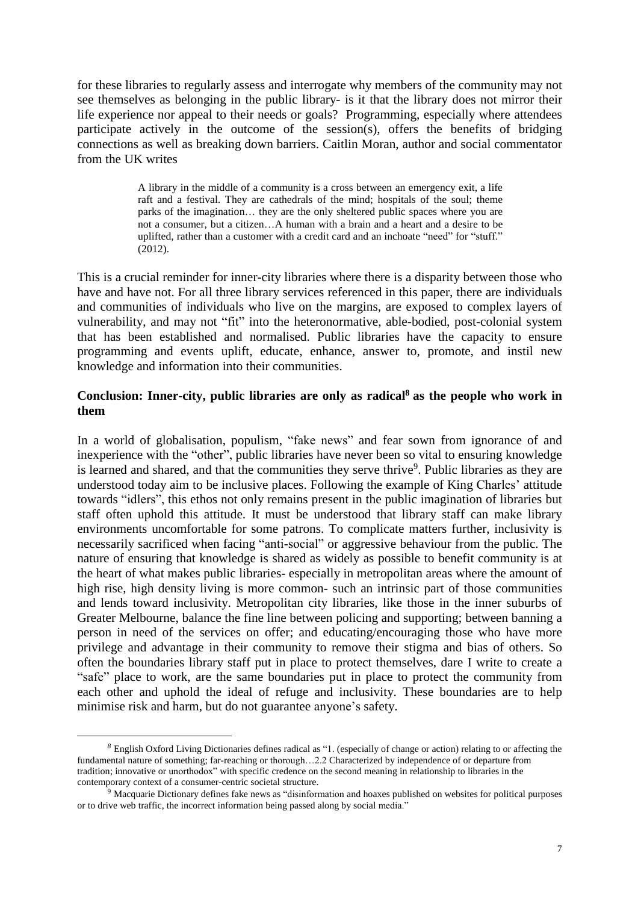for these libraries to regularly assess and interrogate why members of the community may not see themselves as belonging in the public library- is it that the library does not mirror their life experience nor appeal to their needs or goals? Programming, especially where attendees participate actively in the outcome of the session(s), offers the benefits of bridging connections as well as breaking down barriers. Caitlin Moran, author and social commentator from the UK writes

> A library in the middle of a community is a cross between an emergency exit, a life raft and a festival. They are cathedrals of the mind; hospitals of the soul; theme parks of the imagination… they are the only sheltered public spaces where you are not a consumer, but a citizen…A human with a brain and a heart and a desire to be uplifted, rather than a customer with a credit card and an inchoate "need" for "stuff." (2012).

This is a crucial reminder for inner-city libraries where there is a disparity between those who have and have not. For all three library services referenced in this paper, there are individuals and communities of individuals who live on the margins, are exposed to complex layers of vulnerability, and may not "fit" into the heteronormative, able-bodied, post-colonial system that has been established and normalised. Public libraries have the capacity to ensure programming and events uplift, educate, enhance, answer to, promote, and instil new knowledge and information into their communities.

## Conclusion: Inner-city, public libraries are only as radical[8] as the people who work in them

In a world of globalisation, populism, "fake news" and fear sown from ignorance of and inexperience with the "other", public libraries have never been so vital to ensuring knowledge is learned and shared, and that the communities they serve thrive[9]. Public libraries as they are understood today aim to be inclusive places. Following the example of King Charles' attitude towards "idlers", this ethos not only remains present in the public imagination of libraries but staff often uphold this attitude. It must be understood that library staff can make library environments uncomfortable for some patrons. To complicate matters further, inclusivity is necessarily sacrificed when facing "anti-social" or aggressive behaviour from the public. The nature of ensuring that knowledge is shared as widely as possible to benefit community is at the heart of what makes public libraries- especially in metropolitan areas where the amount of high rise, high density living is more common- such an intrinsic part of those communities and lends toward inclusivity. Metropolitan city libraries, like those in the inner suburbs of Greater Melbourne, balance the fine line between policing and supporting; between banning a person in need of the services on offer; and educating/encouraging those who have more privilege and advantage in their community to remove their stigma and bias of others. So often the boundaries library staff put in place to protect themselves, dare I write to create a "safe" place to work, are the same boundaries put in place to protect the community from each other and uphold the ideal of refuge and inclusivity. These boundaries are to help minimise risk and harm, but do not guarantee anyone's safety.

---

[8] English Oxford Living Dictionaries defines radical as "1. (especially of change or action) relating to or affecting the fundamental nature of something; far-reaching or thorough…2.2 Characterized by independence of or departure from tradition; innovative or unorthodox" with specific credence on the second meaning in relationship to libraries in the contemporary context of a consumer-centric societal structure.

[9] Macquarie Dictionary defines fake news as "disinformation and hoaxes published on websites for political purposes or to drive web traffic, the incorrect information being passed along by social media."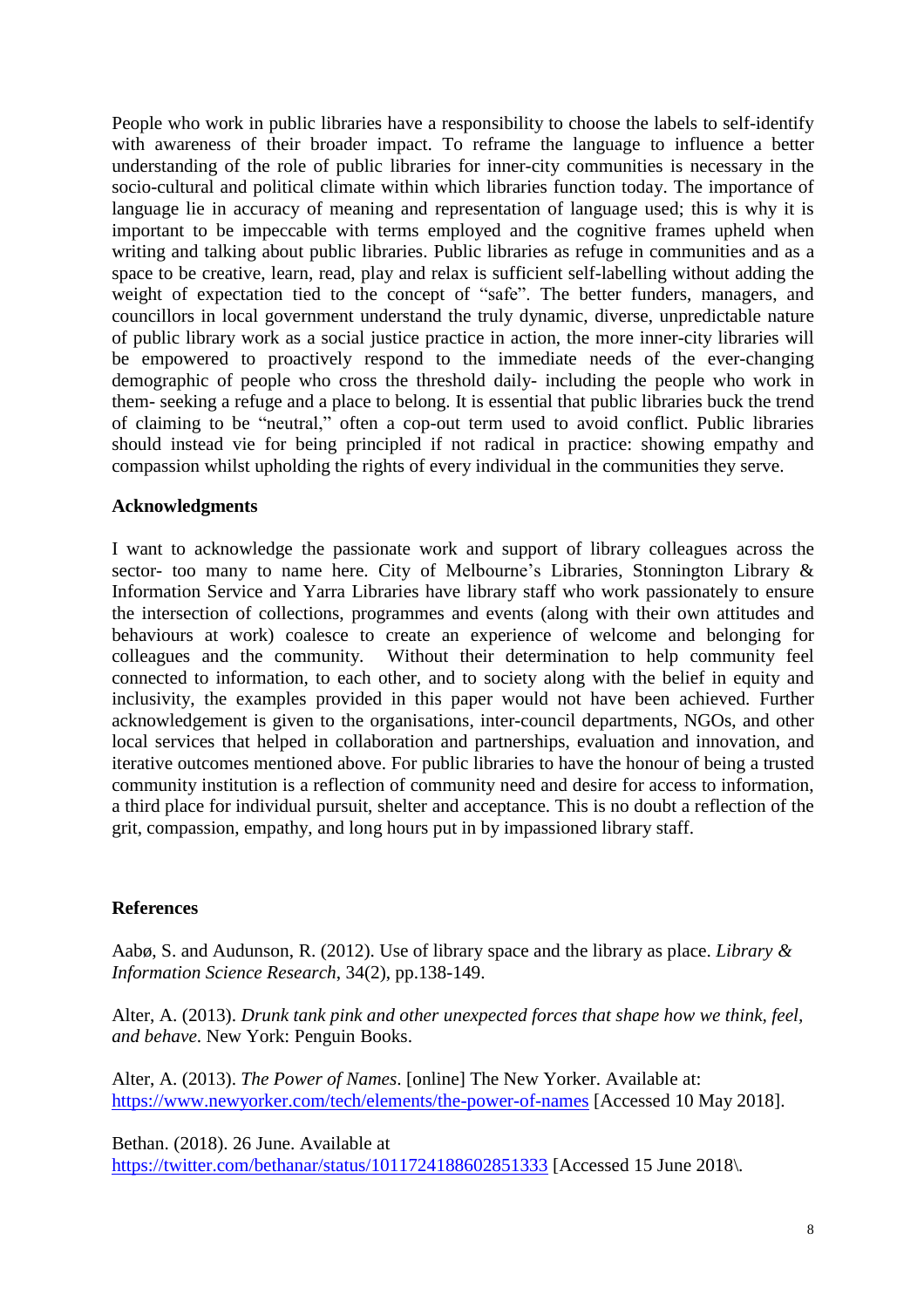People who work in public libraries have a responsibility to choose the labels to self-identify with awareness of their broader impact. To reframe the language to influence a better understanding of the role of public libraries for inner-city communities is necessary in the socio-cultural and political climate within which libraries function today. The importance of language lie in accuracy of meaning and representation of language used; this is why it is important to be impeccable with terms employed and the cognitive frames upheld when writing and talking about public libraries. Public libraries as refuge in communities and as a space to be creative, learn, read, play and relax is sufficient self-labelling without adding the weight of expectation tied to the concept of "safe". The better funders, managers, and councillors in local government understand the truly dynamic, diverse, unpredictable nature of public library work as a social justice practice in action, the more inner-city libraries will be empowered to proactively respond to the immediate needs of the ever-changing demographic of people who cross the threshold daily- including the people who work in them- seeking a refuge and a place to belong. It is essential that public libraries buck the trend of claiming to be "neutral," often a cop-out term used to avoid conflict. Public libraries should instead vie for being principled if not radical in practice: showing empathy and compassion whilst upholding the rights of every individual in the communities they serve.

**Acknowledgments**

I want to acknowledge the passionate work and support of library colleagues across the sector- too many to name here. City of Melbourne's Libraries, Stonnington Library & Information Service and Yarra Libraries have library staff who work passionately to ensure the intersection of collections, programmes and events (along with their own attitudes and behaviours at work) coalesce to create an experience of welcome and belonging for colleagues and the community. Without their determination to help community feel connected to information, to each other, and to society along with the belief in equity and inclusivity, the examples provided in this paper would not have been achieved. Further acknowledgement is given to the organisations, inter-council departments, NGOs, and other local services that helped in collaboration and partnerships, evaluation and innovation, and iterative outcomes mentioned above. For public libraries to have the honour of being a trusted community institution is a reflection of community need and desire for access to information, a third place for individual pursuit, shelter and acceptance. This is no doubt a reflection of the grit, compassion, empathy, and long hours put in by impassioned library staff.

**References**

Aabø, S. and Audunson, R. (2012). Use of library space and the library as place. *Library & Information Science Research*, 34(2), pp.138-149.

Alter, A. (2013). *Drunk tank pink and other unexpected forces that shape how we think, feel, and behave*. New York: Penguin Books.

Alter, A. (2013). *The Power of Names*. [online] The New Yorker. Available at: https://www.newyorker.com/tech/elements/the-power-of-names [Accessed 10 May 2018].

Bethan. (2018). 26 June. Available at https://twitter.com/bethanar/status/1011724188602851333 [Accessed 15 June 2018\.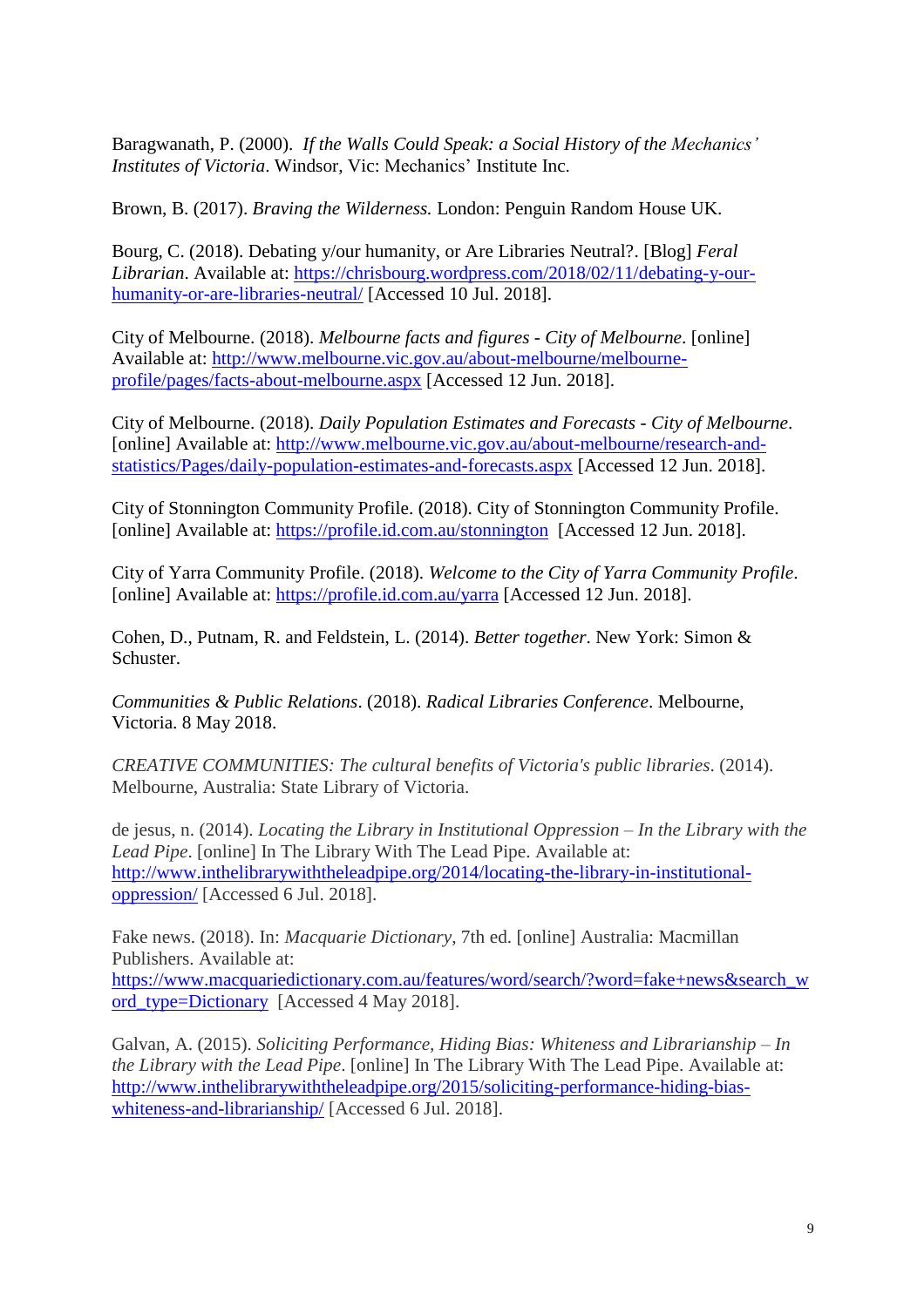Baragwanath, P. (2000). *If the Walls Could Speak: a Social History of the Mechanics' Institutes of Victoria*. Windsor, Vic: Mechanics' Institute Inc.

Brown, B. (2017). *Braving the Wilderness.* London: Penguin Random House UK.

Bourg, C. (2018). Debating y/our humanity, or Are Libraries Neutral?. [Blog] *Feral Librarian*. Available at: https://chrisbourg.wordpress.com/2018/02/11/debating-y-our-humanity-or-are-libraries-neutral/ [Accessed 10 Jul. 2018].

City of Melbourne. (2018). *Melbourne facts and figures - City of Melbourne*. [online] Available at: http://www.melbourne.vic.gov.au/about-melbourne/melbourne-profile/pages/facts-about-melbourne.aspx [Accessed 12 Jun. 2018].

City of Melbourne. (2018). *Daily Population Estimates and Forecasts - City of Melbourne*. [online] Available at: http://www.melbourne.vic.gov.au/about-melbourne/research-and-statistics/Pages/daily-population-estimates-and-forecasts.aspx [Accessed 12 Jun. 2018].

City of Stonnington Community Profile. (2018). City of Stonnington Community Profile. [online] Available at: https://profile.id.com.au/stonnington [Accessed 12 Jun. 2018].

City of Yarra Community Profile. (2018). *Welcome to the City of Yarra Community Profile*. [online] Available at: https://profile.id.com.au/yarra [Accessed 12 Jun. 2018].

Cohen, D., Putnam, R. and Feldstein, L. (2014). *Better together*. New York: Simon & Schuster.

*Communities & Public Relations*. (2018). *Radical Libraries Conference*. Melbourne, Victoria. 8 May 2018.

*CREATIVE COMMUNITIES: The cultural benefits of Victoria's public libraries*. (2014). Melbourne, Australia: State Library of Victoria.

de jesus, n. (2014). *Locating the Library in Institutional Oppression – In the Library with the Lead Pipe*. [online] In The Library With The Lead Pipe. Available at: http://www.inthelibrarywiththeleadpipe.org/2014/locating-the-library-in-institutional-oppression/ [Accessed 6 Jul. 2018].

Fake news. (2018). In: *Macquarie Dictionary*, 7th ed. [online] Australia: Macmillan Publishers. Available at: https://www.macquariedictionary.com.au/features/word/search/?word=fake+news&search_word_type=Dictionary [Accessed 4 May 2018].

Galvan, A. (2015). *Soliciting Performance, Hiding Bias: Whiteness and Librarianship – In the Library with the Lead Pipe*. [online] In The Library With The Lead Pipe. Available at: http://www.inthelibrarywiththeleadpipe.org/2015/soliciting-performance-hiding-bias-whiteness-and-librarianship/ [Accessed 6 Jul. 2018].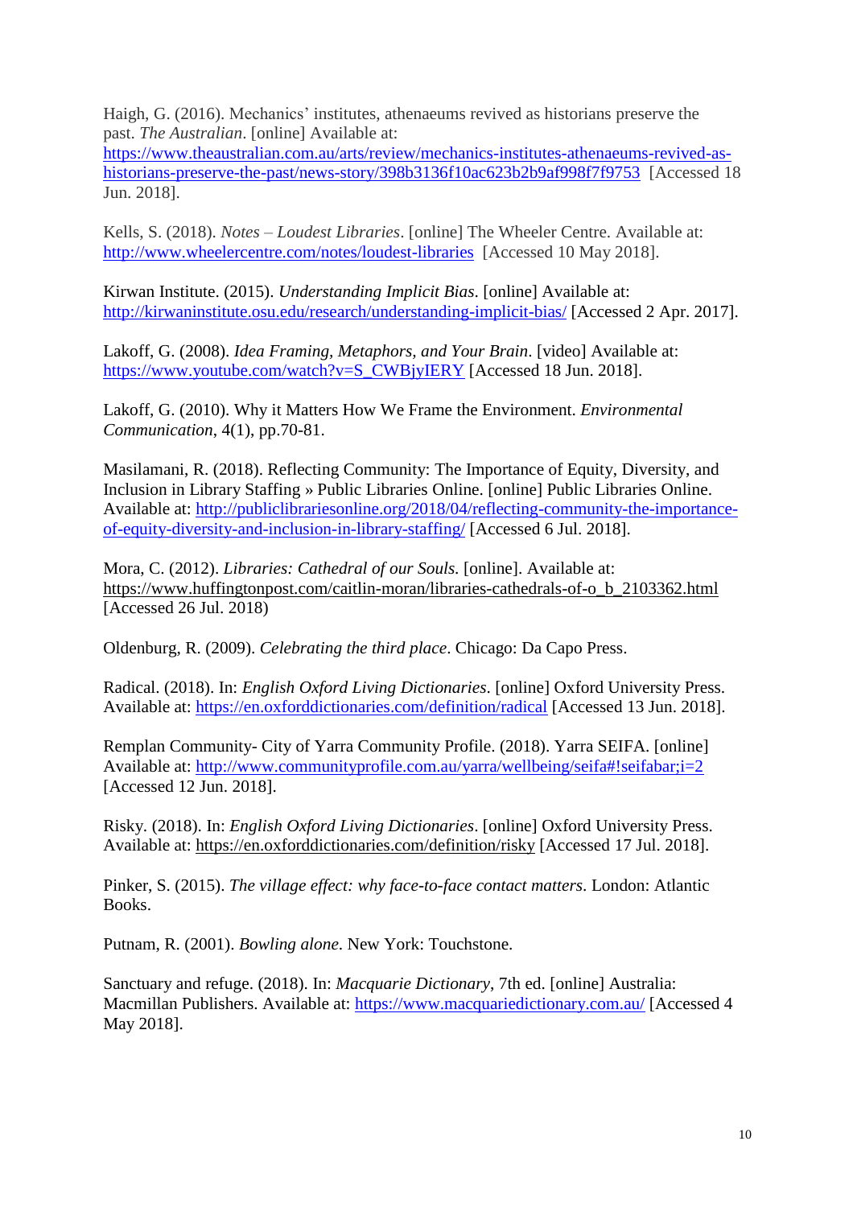Haigh, G. (2016). Mechanics' institutes, athenaeums revived as historians preserve the past. *The Australian*. [online] Available at: https://www.theaustralian.com.au/arts/review/mechanics-institutes-athenaeums-revived-as-historians-preserve-the-past/news-story/398b3136f10ac623b2b9af998f7f9753 [Accessed 18 Jun. 2018].

Kells, S. (2018). *Notes – Loudest Libraries*. [online] The Wheeler Centre. Available at: http://www.wheelercentre.com/notes/loudest-libraries [Accessed 10 May 2018].

Kirwan Institute. (2015). *Understanding Implicit Bias*. [online] Available at: http://kirwaninstitute.osu.edu/research/understanding-implicit-bias/ [Accessed 2 Apr. 2017].

Lakoff, G. (2008). *Idea Framing, Metaphors, and Your Brain*. [video] Available at: https://www.youtube.com/watch?v=S_CWBjyIERY [Accessed 18 Jun. 2018].

Lakoff, G. (2010). Why it Matters How We Frame the Environment. *Environmental Communication*, 4(1), pp.70-81.

Masilamani, R. (2018). Reflecting Community: The Importance of Equity, Diversity, and Inclusion in Library Staffing » Public Libraries Online. [online] Public Libraries Online. Available at: http://publiclibrariesonline.org/2018/04/reflecting-community-the-importance-of-equity-diversity-and-inclusion-in-library-staffing/ [Accessed 6 Jul. 2018].

Mora, C. (2012). *Libraries: Cathedral of our Souls.* [online]. Available at: https://www.huffingtonpost.com/caitlin-moran/libraries-cathedrals-of-o_b_2103362.html [Accessed 26 Jul. 2018)

Oldenburg, R. (2009). *Celebrating the third place*. Chicago: Da Capo Press.

Radical. (2018). In: *English Oxford Living Dictionaries*. [online] Oxford University Press. Available at: https://en.oxforddictionaries.com/definition/radical [Accessed 13 Jun. 2018].

Remplan Community- City of Yarra Community Profile. (2018). Yarra SEIFA. [online] Available at: http://www.communityprofile.com.au/yarra/wellbeing/seifa#!seifabar;i=2 [Accessed 12 Jun. 2018].

Risky. (2018). In: *English Oxford Living Dictionaries*. [online] Oxford University Press. Available at: https://en.oxforddictionaries.com/definition/risky [Accessed 17 Jul. 2018].

Pinker, S. (2015). *The village effect: why face-to-face contact matters*. London: Atlantic Books.

Putnam, R. (2001). *Bowling alone*. New York: Touchstone.

Sanctuary and refuge. (2018). In: *Macquarie Dictionary*, 7th ed. [online] Australia: Macmillan Publishers. Available at: https://www.macquariedictionary.com.au/ [Accessed 4 May 2018].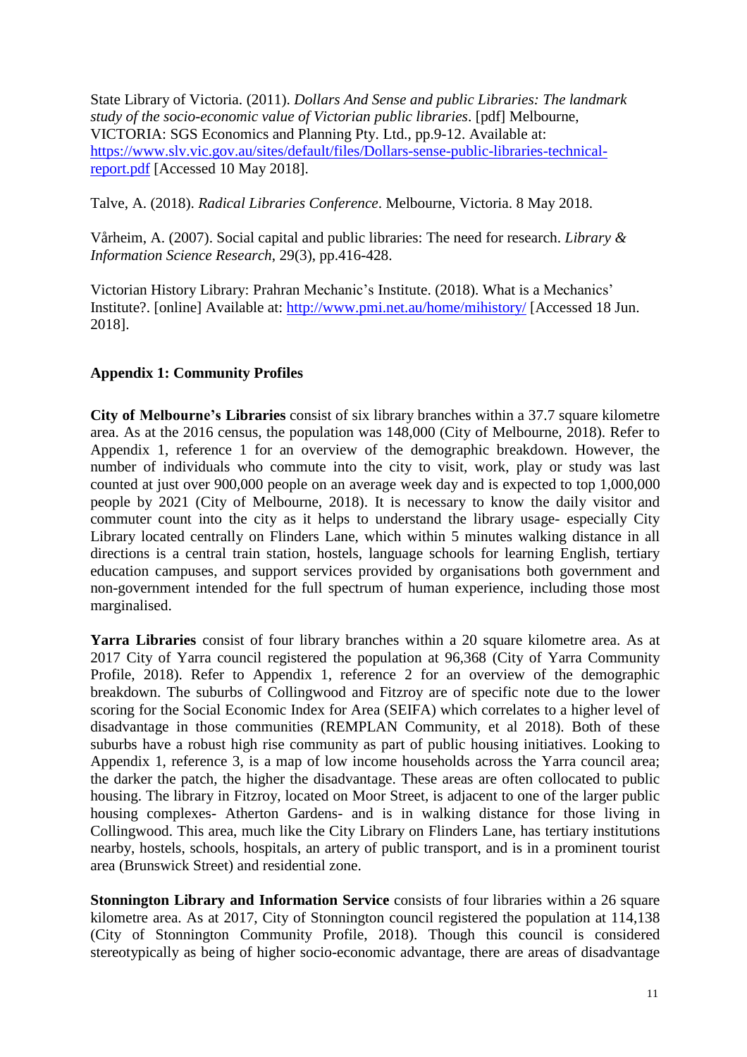State Library of Victoria. (2011). *Dollars And Sense and public Libraries: The landmark study of the socio-economic value of Victorian public libraries*. [pdf] Melbourne, VICTORIA: SGS Economics and Planning Pty. Ltd., pp.9-12. Available at: https://www.slv.vic.gov.au/sites/default/files/Dollars-sense-public-libraries-technical-report.pdf [Accessed 10 May 2018].

Talve, A. (2018). *Radical Libraries Conference*. Melbourne, Victoria. 8 May 2018.

Vårheim, A. (2007). Social capital and public libraries: The need for research. *Library & Information Science Research*, 29(3), pp.416-428.

Victorian History Library: Prahran Mechanic's Institute. (2018). What is a Mechanics' Institute?. [online] Available at: http://www.pmi.net.au/home/mihistory/ [Accessed 18 Jun. 2018].

**Appendix 1: Community Profiles**

**City of Melbourne's Libraries** consist of six library branches within a 37.7 square kilometre area. As at the 2016 census, the population was 148,000 (City of Melbourne, 2018). Refer to Appendix 1, reference 1 for an overview of the demographic breakdown. However, the number of individuals who commute into the city to visit, work, play or study was last counted at just over 900,000 people on an average week day and is expected to top 1,000,000 people by 2021 (City of Melbourne, 2018). It is necessary to know the daily visitor and commuter count into the city as it helps to understand the library usage- especially City Library located centrally on Flinders Lane, which within 5 minutes walking distance in all directions is a central train station, hostels, language schools for learning English, tertiary education campuses, and support services provided by organisations both government and non-government intended for the full spectrum of human experience, including those most marginalised.

**Yarra Libraries** consist of four library branches within a 20 square kilometre area. As at 2017 City of Yarra council registered the population at 96,368 (City of Yarra Community Profile, 2018). Refer to Appendix 1, reference 2 for an overview of the demographic breakdown. The suburbs of Collingwood and Fitzroy are of specific note due to the lower scoring for the Social Economic Index for Area (SEIFA) which correlates to a higher level of disadvantage in those communities (REMPLAN Community, et al 2018). Both of these suburbs have a robust high rise community as part of public housing initiatives. Looking to Appendix 1, reference 3, is a map of low income households across the Yarra council area; the darker the patch, the higher the disadvantage. These areas are often collocated to public housing. The library in Fitzroy, located on Moor Street, is adjacent to one of the larger public housing complexes- Atherton Gardens- and is in walking distance for those living in Collingwood. This area, much like the City Library on Flinders Lane, has tertiary institutions nearby, hostels, schools, hospitals, an artery of public transport, and is in a prominent tourist area (Brunswick Street) and residential zone.

**Stonnington Library and Information Service** consists of four libraries within a 26 square kilometre area. As at 2017, City of Stonnington council registered the population at 114,138 (City of Stonnington Community Profile, 2018). Though this council is considered stereotypically as being of higher socio-economic advantage, there are areas of disadvantage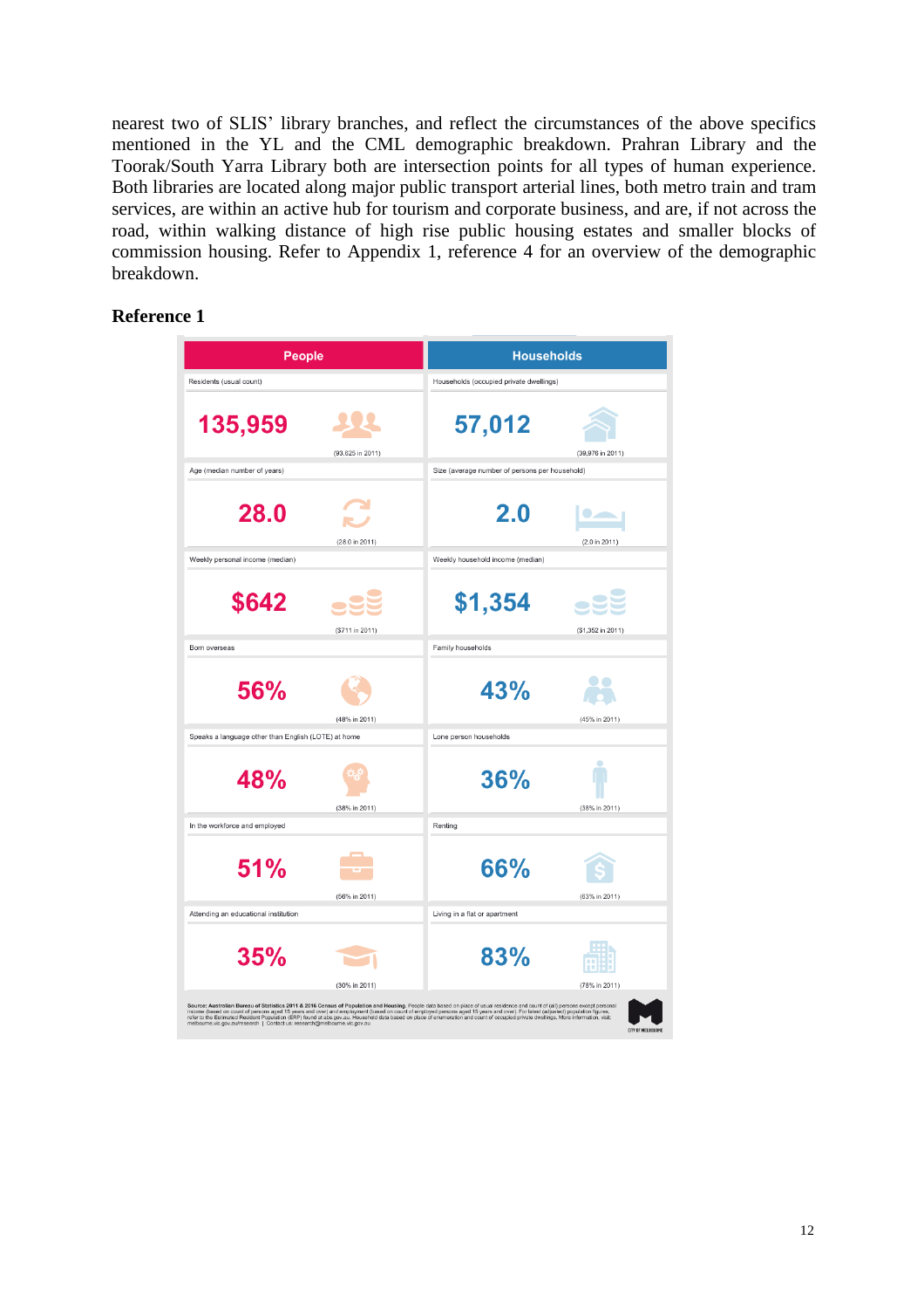nearest two of SLIS' library branches, and reflect the circumstances of the above specifics mentioned in the YL and the CML demographic breakdown. Prahran Library and the Toorak/South Yarra Library both are intersection points for all types of human experience. Both libraries are located along major public transport arterial lines, both metro train and tram services, are within an active hub for tourism and corporate business, and are, if not across the road, within walking distance of high rise public housing estates and smaller blocks of commission housing. Refer to Appendix 1, reference 4 for an overview of the demographic breakdown.

**Reference 1**

| People | | Households | |
|---|---|---|---|
| Residents (usual count) | | Households (occupied private dwellings) | |
| 135,959 | (93,625 in 2011) | 57,012 | (39,976 in 2011) |
| Age (median number of years) | | Size (average number of persons per household) | |
| 28.0 | (28.0 in 2011) | 2.0 | (2.0 in 2011) |
| Weekly personal income (median) | | Weekly household income (median) | |
| $642 | ($711 in 2011) | $1,354 | ($1,352 in 2011) |
| Born overseas | | Family households | |
| 56% | (48% in 2011) | 43% | (45% in 2011) |
| Speaks a language other than English (LOTE) at home | | Lone person households | |
| 48% | (38% in 2011) | 36% | (38% in 2011) |
| In the workforce and employed | | Renting | |
| 51% | (56% in 2011) | 66% | (63% in 2011) |
| Attending an educational institution | | Living in a flat or apartment | |
| 35% | (30% in 2011) | 83% | (78% in 2011) |

**Source: Australian Bureau of Statistics 2011 & 2016 Census of Population and Housing.** People data based on place of usual residence and count of (all) persons except personal income (based on count of persons aged 15 years and over) and employment (based on count of employed persons aged 15 years and over). For latest (adjusted) population figures, refer to the Estimated Resident Population (ERP) found at abs.gov.au. Household data based on place of enumeration and count of occupied private dwellings. More information, visit melbourne.vic.gov.au/research | Contact us: research@melbourne.vic.gov.au

CITY OF MELBOURNE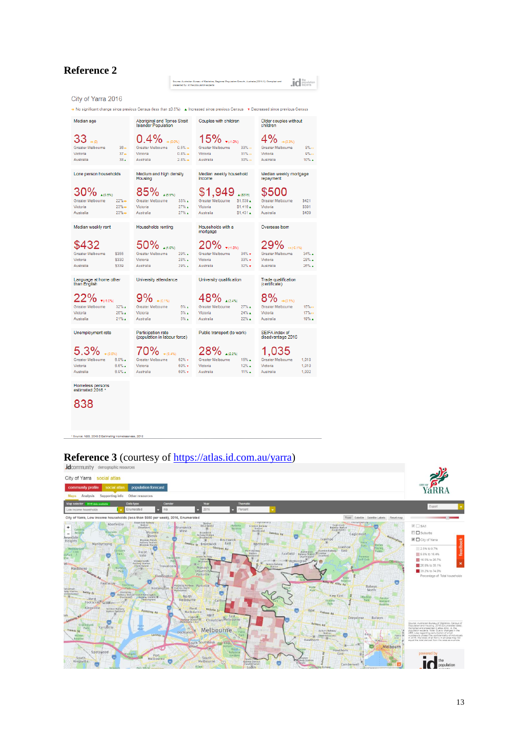# Reference 2

Source: Australian Bureau of Statistics, Regional Population Growth, Australia (3218.0). Compiled and presented by .id the population experts

City of Yarra 2016

↔ No significant change since previous Census (less than ±0.5%) ▲ Increased since previous Census ▼ Decreased since previous Census

| Median age | Aboriginal and Torres Strait Islander Population | Couples with children | Older couples without children |
|---|---|---|---|
| 33 ↔ (0) | 0.4% ↔ (0.0%) | 15% ▼ (-1.3%) | 4% ↔ (0.3%) |
| Greater Melbourne 36 ↔ | Greater Melbourne 0.5% ↔ | Greater Melbourne 33% ↔ | Greater Melbourne 8% ↔ |
| Victoria 37 ↔ | Victoria 0.8% ↔ | Victoria 31% ↔ | Victoria 9% ↔ |
| Australia 38 ▲ | Australia 2.8% ↔ | Australia 30% ↔ | Australia 10% ▲ |

| Lone person households | Medium and high density Housing | Median weekly household income | Median weekly mortgage repayment |
|---|---|---|---|
| 30% ▲ (0.6%) | 85% ▲ (0.9%) | $1,949 ▲ ($315) | $500 |
| Greater Melbourne 22% ↔ | Greater Melbourne 33% ▲ | Greater Melbourne $1,539 ▲ | Greater Melbourne $421 |
| Victoria 23% ↔ | Victoria 27% ▲ | Victoria $1,416 ▲ | Victoria $391 |
| Australia 23% ↔ | Australia 27% ▲ | Australia $1,431 ▲ | Australia $409 |

| Median weekly rent | Households renting | Households with a mortgage | Overseas born |
|---|---|---|---|
| $432 | 50% ▲ (1.6%) | 20% ▼ (-1.3%) | 29% ↔ (-0.1%) |
| Greater Melbourne $355 | Greater Melbourne 29% ▲ | Greater Melbourne 34% ▼ | Greater Melbourne 34% ▲ |
| Victoria $330 | Victoria 28% ▲ | Victoria 33% ▼ | Victoria 28% ▲ |
| Australia $339 | Australia 29% ▲ | Australia 32% ▼ | Australia 26% ▲ |

| Language at home other than English | University attendance | University qualification | Trade qualification (certificate) |
|---|---|---|---|
| 22% ▼ (-1.0%) | 9% ↔ (0.1%) | 48% ▲ (3.4%) | 8% ↔ (0.3%) |
| Greater Melbourne 32% ▲ | Greater Melbourne 6% ▲ | Greater Melbourne 27% ▲ | Greater Melbourne 15% ↔ |
| Victoria 26% ▲ | Victoria 5% ▲ | Victoria 24% ▲ | Victoria 17% ↔ |
| Australia 21% ▲ | Australia 5% ▲ | Australia 22% ▲ | Australia 19% ▲ |

| Unemployment rate | Participation rate (population in labour force) | Public transport (to work) | SEIFA index of disadvantage 2016 |
|---|---|---|---|
| 5.3% ↔ (0.8%) | 70% ↔ (0.4%) | 28% ▲ (2.2%) | 1,035 |
| Greater Melbourne 6.8% ▲ | Greater Melbourne 62% ▼ | Greater Melbourne 15% ▲ | Greater Melbourne 1,018 |
| Victoria 6.6% ▲ | Victoria 60% ▼ | Victoria 12% ▲ | Victoria 1,010 |
| Australia 6.9% ▲ | Australia 60% ▼ | Australia 11% ▲ | Australia 1,002 |

| Homeless persons estimated 2016 * |
|---|
| 838 |

* Source: ABS, 2049.0 Estimating Homelessness, 2016

# Reference 3 (courtesy of https://atlas.id.com.au/yarra)

.idcommunity demographic resources

City of Yarra social atlas

community profile | social atlas | population forecast

Maps | Analysis | Supporting info | Other resources

Map selector: Low income households | Data type: Enumerated | Gender: n/a | Year: 2016 | Thematic: Percent

City of Yarra, Low income households (less than $650 per week), 2016, Enumerated

SA1 | Suburbs | City of Yarra

2.5% to 9.7%
9.8% to 16.4%
16.5% to 26.7%
26.8% to 39.1%
39.2% to 74.9%

Percentage of Total households

Source: Australian Bureau of Statistics, Census of Population and Housing, 2016 (Enumerated data). Compiled and presented in atlas.id by .id, the population experts.

powered by .id the population experts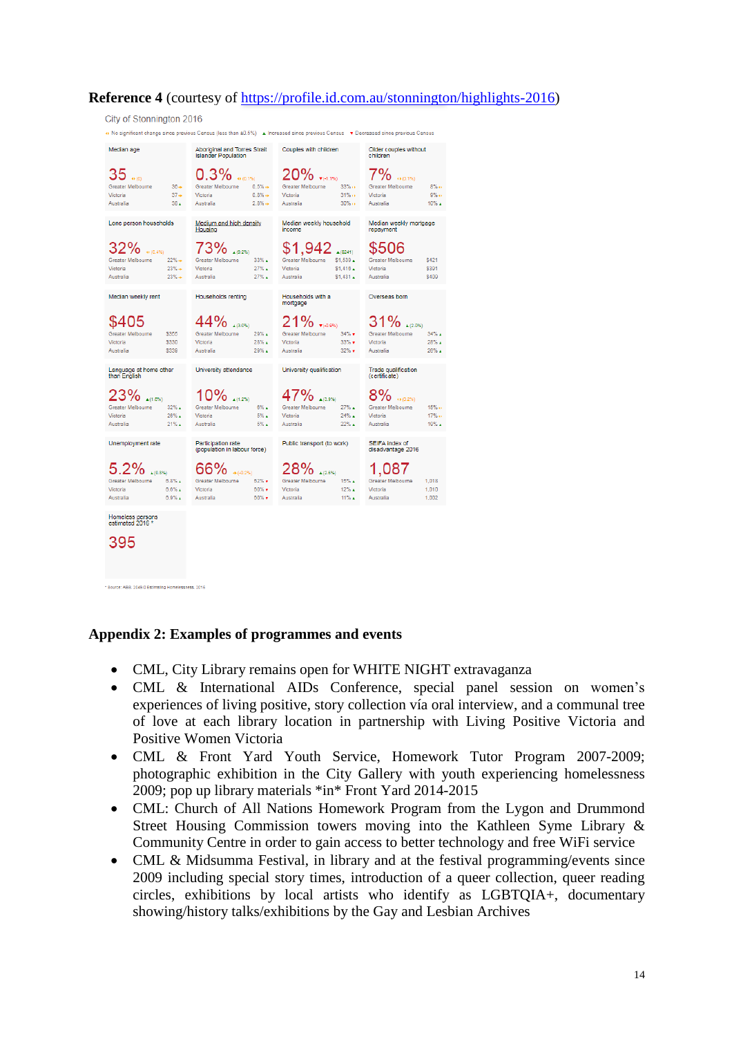**Reference 4** (courtesy of https://profile.id.com.au/stonnington/highlights-2016)

City of Stonnington 2016

↔ No significant change since previous Census (less than ±0.5%) ▲ Increased since previous Census ▼ Decreased since previous Census

| Median age | Aboriginal and Torres Strait Islander Population | Couples with children | Older couples without children |
|---|---|---|---|
| 35 ↔ (0) | 0.3% ↔ (0.1%) | 20% ▼ (-1.1%) | 7% ↔ (0.1%) |
| Greater Melbourne 36 ↔ | Greater Melbourne 0.5% ↔ | Greater Melbourne 33% ↔ | Greater Melbourne 8% ↔ |
| Victoria 37 ↔ | Victoria 0.8% ↔ | Victoria 31% ↔ | Victoria 9% ↔ |
| Australia 38 ▲ | Australia 2.8% ↔ | Australia 30% ↔ | Australia 10% ▲ |

| Lone person households | Medium and high density Housing | Median weekly household income | Median weekly mortgage repayment |
|---|---|---|---|
| 32% ↔ (0.4%) | 73% ▲ (9.2%) | $1,942 ▲ ($241) | $506 |
| Greater Melbourne 22% ↔ | Greater Melbourne 33% ▲ | Greater Melbourne $1,539 ▲ | Greater Melbourne $421 |
| Victoria 23% ↔ | Victoria 27% ▲ | Victoria $1,416 ▲ | Victoria $391 |
| Australia 23% ↔ | Australia 27% ▲ | Australia $1,431 ▲ | Australia $400 |

| Median weekly rent | Households renting | Households with a mortgage | Overseas born |
|---|---|---|---|
| $405 | 44% ▲ (3.0%) | 21% ▼ (-2.9%) | 31% ▲ (2.0%) |
| Greater Melbourne $366 | Greater Melbourne 29% ▲ | Greater Melbourne 34% ▼ | Greater Melbourne 34% ▲ |
| Victoria $330 | Victoria 28% ▲ | Victoria 33% ▼ | Victoria 28% ▲ |
| Australia $339 | Australia 29% ▲ | Australia 32% ▼ | Australia 26% ▲ |

| Language at home other than English | University attendance | University qualification | Trade qualification (certificate) |
|---|---|---|---|
| 23% ▲ (1.6%) | 10% ▲ (1.2%) | 47% ▲ (3.9%) | 8% ↔ (0.2%) |
| Greater Melbourne 32% ▲ | Greater Melbourne 6% ▲ | Greater Melbourne 27% ▲ | Greater Melbourne 16% ↔ |
| Victoria 26% ▲ | Victoria 5% ▲ | Victoria 24% ▲ | Victoria 17% ↔ |
| Australia 21% ▲ | Australia 5% ▲ | Australia 22% ▲ | Australia 19% ▲ |

| Unemployment rate | Participation rate (population in labour force) | Public transport (to work) | SEIFA index of disadvantage 2016 |
|---|---|---|---|
| 5.2% ▲ (0.8%) | 66% ↔ (-0.3%) | 28% ▲ (2.6%) | 1,087 |
| Greater Melbourne 6.8% ▲ | Greater Melbourne 62% ▼ | Greater Melbourne 15% ▲ | Greater Melbourne 1,018 |
| Victoria 6.6% ▲ | Victoria 60% ▼ | Victoria 12% ▲ | Victoria 1,010 |
| Australia 6.9% ▲ | Australia 60% ▼ | Australia 11% ▲ | Australia 1,002 |

| Homeless persons estimated 2016 * |
|---|
| 395 |

\* Source: ABS 2049.0 Estimating Homelessness, 2016

## Appendix 2: Examples of programmes and events

- CML, City Library remains open for WHITE NIGHT extravaganza
- CML & International AIDs Conference, special panel session on women's experiences of living positive, story collection vía oral interview, and a communal tree of love at each library location in partnership with Living Positive Victoria and Positive Women Victoria
- CML & Front Yard Youth Service, Homework Tutor Program 2007-2009; photographic exhibition in the City Gallery with youth experiencing homelessness 2009; pop up library materials *in* Front Yard 2014-2015
- CML: Church of All Nations Homework Program from the Lygon and Drummond Street Housing Commission towers moving into the Kathleen Syme Library & Community Centre in order to gain access to better technology and free WiFi service
- CML & Midsumma Festival, in library and at the festival programming/events since 2009 including special story times, introduction of a queer collection, queer reading circles, exhibitions by local artists who identify as LGBTQIA+, documentary showing/history talks/exhibitions by the Gay and Lesbian Archives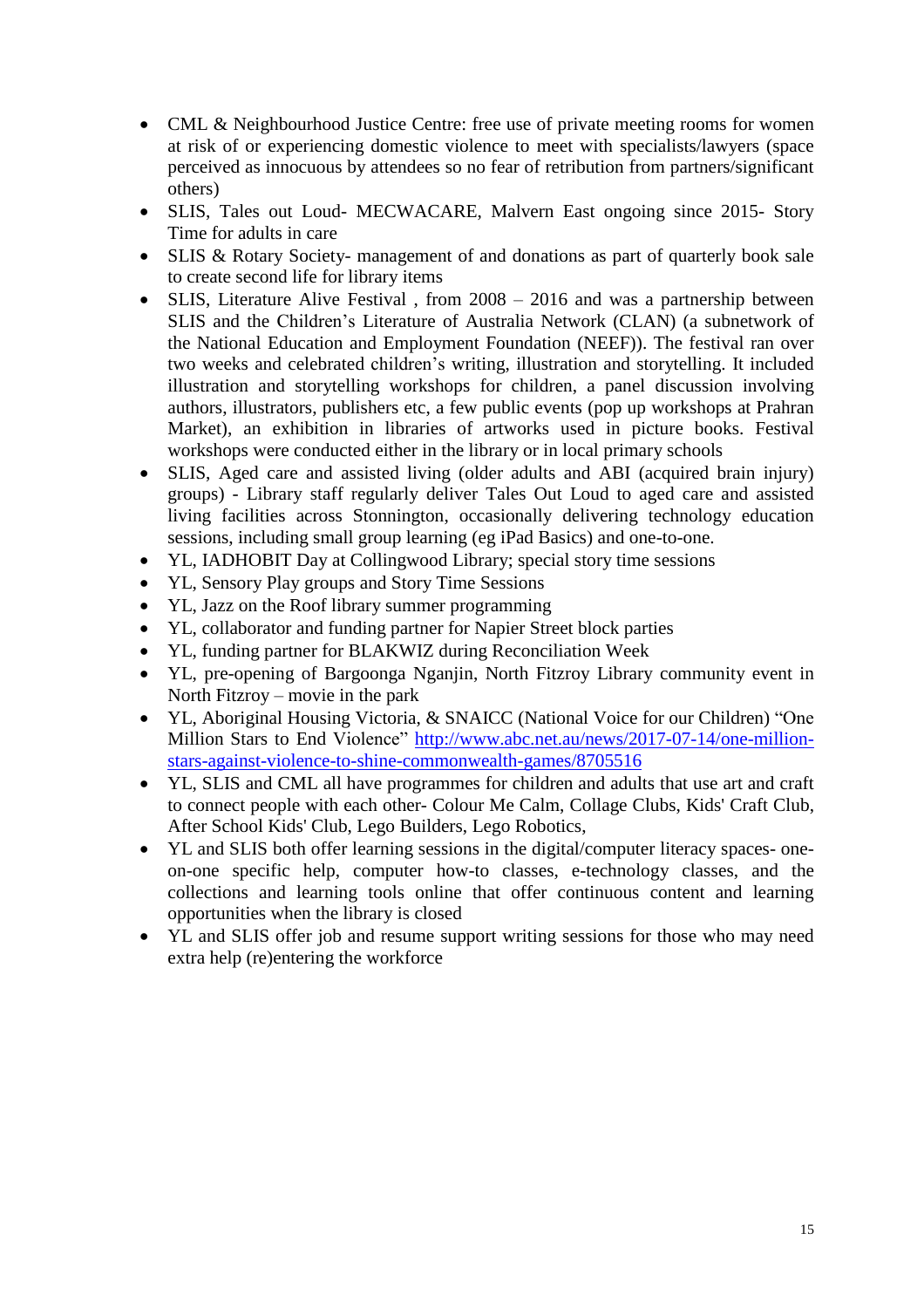- CML & Neighbourhood Justice Centre: free use of private meeting rooms for women at risk of or experiencing domestic violence to meet with specialists/lawyers (space perceived as innocuous by attendees so no fear of retribution from partners/significant others)
- SLIS, Tales out Loud- MECWACARE, Malvern East ongoing since 2015- Story Time for adults in care
- SLIS & Rotary Society- management of and donations as part of quarterly book sale to create second life for library items
- SLIS, Literature Alive Festival , from 2008 – 2016 and was a partnership between SLIS and the Children's Literature of Australia Network (CLAN) (a subnetwork of the National Education and Employment Foundation (NEEF)). The festival ran over two weeks and celebrated children's writing, illustration and storytelling. It included illustration and storytelling workshops for children, a panel discussion involving authors, illustrators, publishers etc, a few public events (pop up workshops at Prahran Market), an exhibition in libraries of artworks used in picture books. Festival workshops were conducted either in the library or in local primary schools
- SLIS, Aged care and assisted living (older adults and ABI (acquired brain injury) groups) - Library staff regularly deliver Tales Out Loud to aged care and assisted living facilities across Stonnington, occasionally delivering technology education sessions, including small group learning (eg iPad Basics) and one-to-one.
- YL, IADHOBIT Day at Collingwood Library; special story time sessions
- YL, Sensory Play groups and Story Time Sessions
- YL, Jazz on the Roof library summer programming
- YL, collaborator and funding partner for Napier Street block parties
- YL, funding partner for BLAKWIZ during Reconciliation Week
- YL, pre-opening of Bargoonga Nganjin, North Fitzroy Library community event in North Fitzroy – movie in the park
- YL, Aboriginal Housing Victoria, & SNAICC (National Voice for our Children) "One Million Stars to End Violence" [http://www.abc.net.au/news/2017-07-14/one-million-stars-against-violence-to-shine-commonwealth-games/8705516](http://www.abc.net.au/news/2017-07-14/one-million-stars-against-violence-to-shine-commonwealth-games/8705516)
- YL, SLIS and CML all have programmes for children and adults that use art and craft to connect people with each other- Colour Me Calm, Collage Clubs, Kids' Craft Club, After School Kids' Club, Lego Builders, Lego Robotics,
- YL and SLIS both offer learning sessions in the digital/computer literacy spaces- one-on-one specific help, computer how-to classes, e-technology classes, and the collections and learning tools online that offer continuous content and learning opportunities when the library is closed
- YL and SLIS offer job and resume support writing sessions for those who may need extra help (re)entering the workforce